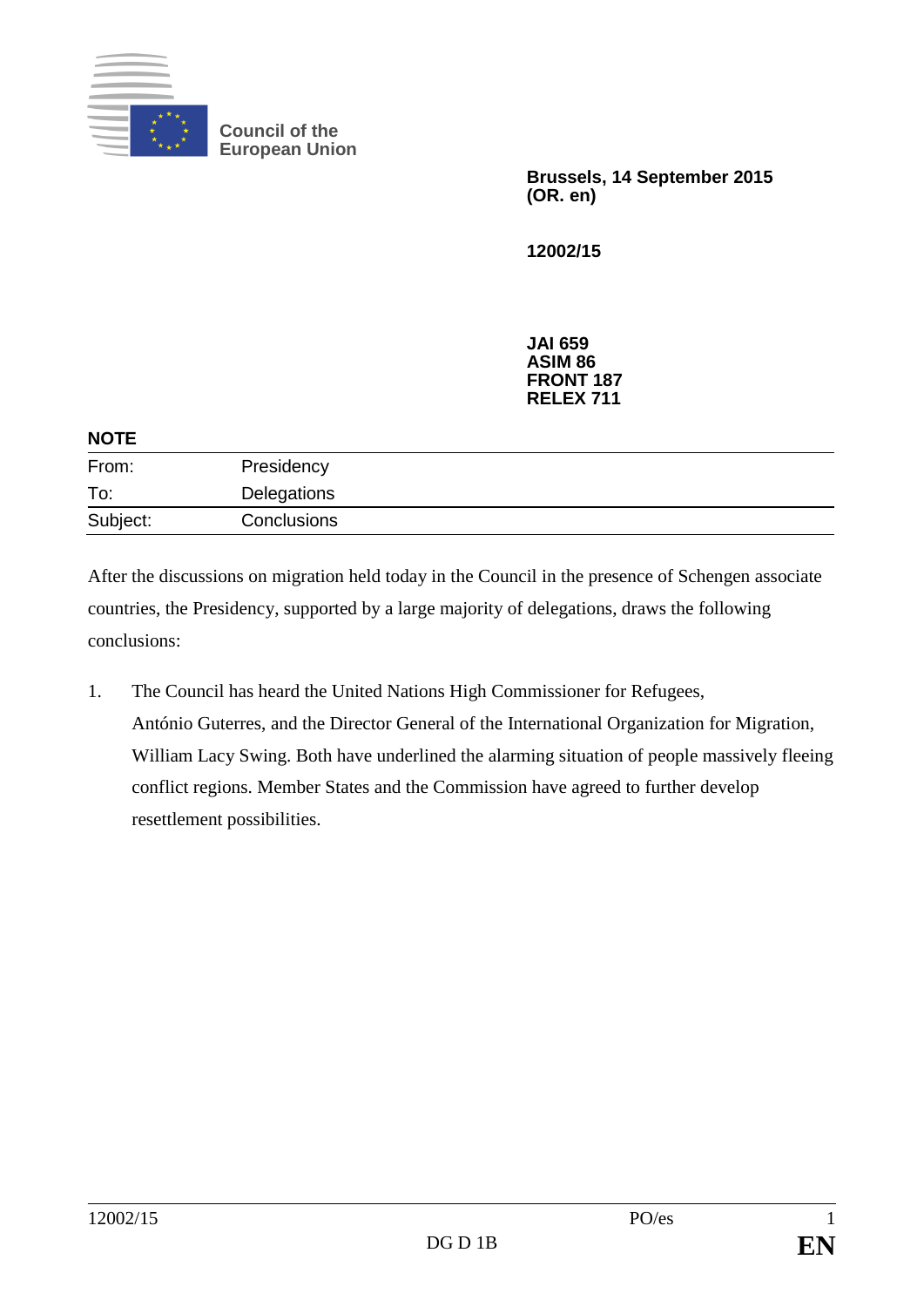Council of the European Union

**Brussels, 14 September 2015**
**(OR. en)**

**12002/15**

**JAI 659**
**ASIM 86**
**FRONT 187**
**RELEX 711**

**NOTE**

| | |
|---|---|
| From: | Presidency |
| To: | Delegations |
| Subject: | Conclusions |

After the discussions on migration held today in the Council in the presence of Schengen associate countries, the Presidency, supported by a large majority of delegations, draws the following conclusions:

1. The Council has heard the United Nations High Commissioner for Refugees, António Guterres, and the Director General of the International Organization for Migration, William Lacy Swing. Both have underlined the alarming situation of people massively fleeing conflict regions. Member States and the Commission have agreed to further develop resettlement possibilities.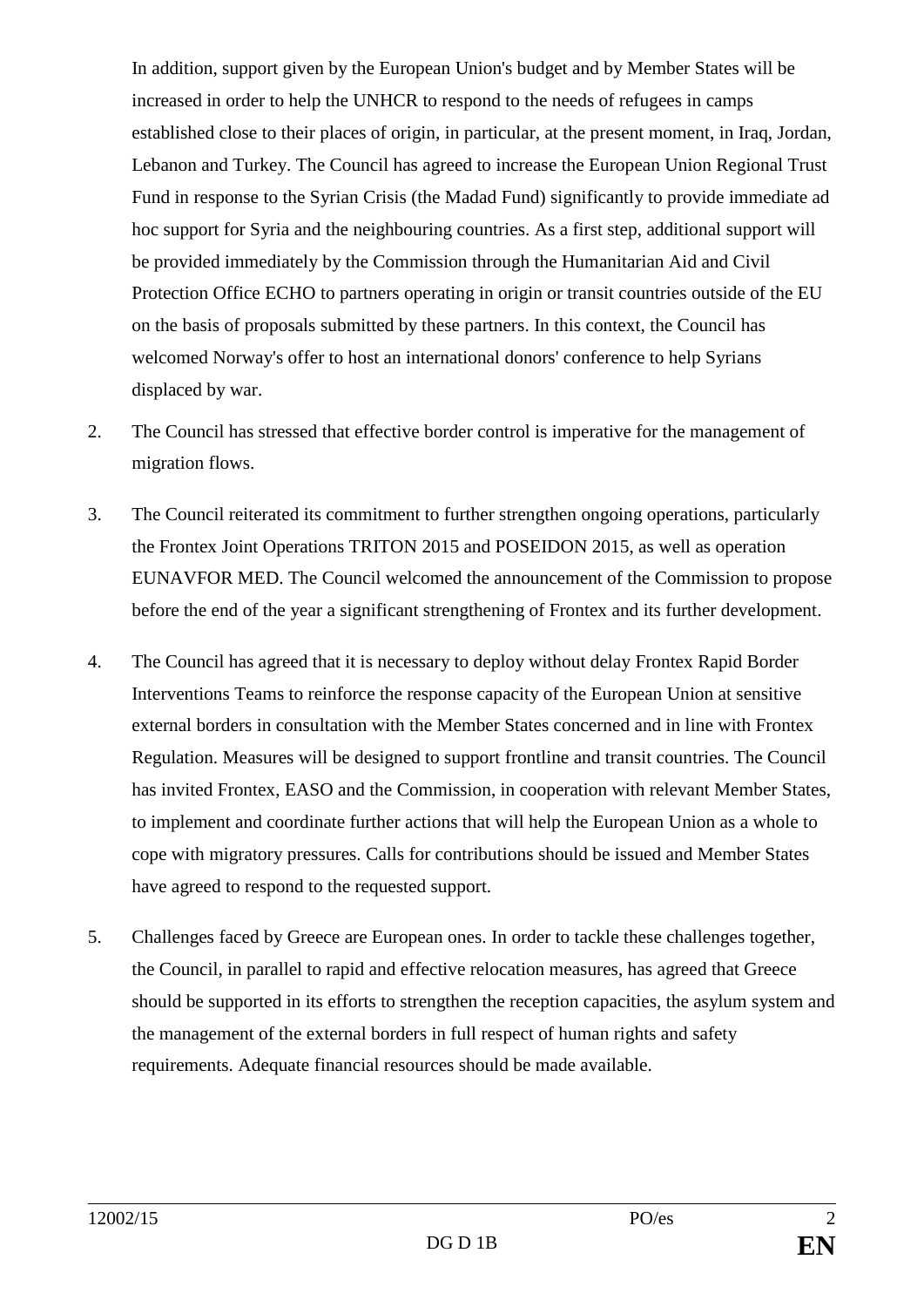In addition, support given by the European Union's budget and by Member States will be increased in order to help the UNHCR to respond to the needs of refugees in camps established close to their places of origin, in particular, at the present moment, in Iraq, Jordan, Lebanon and Turkey. The Council has agreed to increase the European Union Regional Trust Fund in response to the Syrian Crisis (the Madad Fund) significantly to provide immediate ad hoc support for Syria and the neighbouring countries. As a first step, additional support will be provided immediately by the Commission through the Humanitarian Aid and Civil Protection Office ECHO to partners operating in origin or transit countries outside of the EU on the basis of proposals submitted by these partners. In this context, the Council has welcomed Norway's offer to host an international donors' conference to help Syrians displaced by war.

2. The Council has stressed that effective border control is imperative for the management of migration flows.

3. The Council reiterated its commitment to further strengthen ongoing operations, particularly the Frontex Joint Operations TRITON 2015 and POSEIDON 2015, as well as operation EUNAVFOR MED. The Council welcomed the announcement of the Commission to propose before the end of the year a significant strengthening of Frontex and its further development.

4. The Council has agreed that it is necessary to deploy without delay Frontex Rapid Border Interventions Teams to reinforce the response capacity of the European Union at sensitive external borders in consultation with the Member States concerned and in line with Frontex Regulation. Measures will be designed to support frontline and transit countries. The Council has invited Frontex, EASO and the Commission, in cooperation with relevant Member States, to implement and coordinate further actions that will help the European Union as a whole to cope with migratory pressures. Calls for contributions should be issued and Member States have agreed to respond to the requested support.

5. Challenges faced by Greece are European ones. In order to tackle these challenges together, the Council, in parallel to rapid and effective relocation measures, has agreed that Greece should be supported in its efforts to strengthen the reception capacities, the asylum system and the management of the external borders in full respect of human rights and safety requirements. Adequate financial resources should be made available.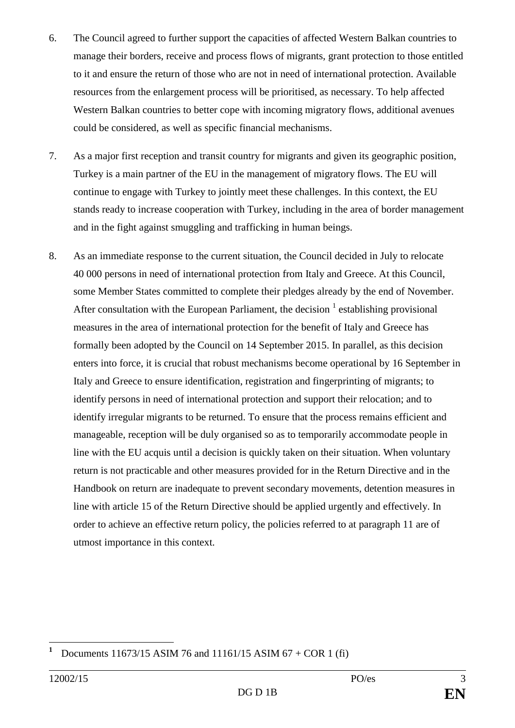6. The Council agreed to further support the capacities of affected Western Balkan countries to manage their borders, receive and process flows of migrants, grant protection to those entitled to it and ensure the return of those who are not in need of international protection. Available resources from the enlargement process will be prioritised, as necessary. To help affected Western Balkan countries to better cope with incoming migratory flows, additional avenues could be considered, as well as specific financial mechanisms.

7. As a major first reception and transit country for migrants and given its geographic position, Turkey is a main partner of the EU in the management of migratory flows. The EU will continue to engage with Turkey to jointly meet these challenges. In this context, the EU stands ready to increase cooperation with Turkey, including in the area of border management and in the fight against smuggling and trafficking in human beings.

8. As an immediate response to the current situation, the Council decided in July to relocate 40 000 persons in need of international protection from Italy and Greece. At this Council, some Member States committed to complete their pledges already by the end of November. After consultation with the European Parliament, the decision [1] establishing provisional measures in the area of international protection for the benefit of Italy and Greece has formally been adopted by the Council on 14 September 2015. In parallel, as this decision enters into force, it is crucial that robust mechanisms become operational by 16 September in Italy and Greece to ensure identification, registration and fingerprinting of migrants; to identify persons in need of international protection and support their relocation; and to identify irregular migrants to be returned. To ensure that the process remains efficient and manageable, reception will be duly organised so as to temporarily accommodate people in line with the EU acquis until a decision is quickly taken on their situation. When voluntary return is not practicable and other measures provided for in the Return Directive and in the Handbook on return are inadequate to prevent secondary movements, detention measures in line with article 15 of the Return Directive should be applied urgently and effectively. In order to achieve an effective return policy, the policies referred to at paragraph 11 are of utmost importance in this context.

[1] Documents 11673/15 ASIM 76 and 11161/15 ASIM 67 + COR 1 (fi)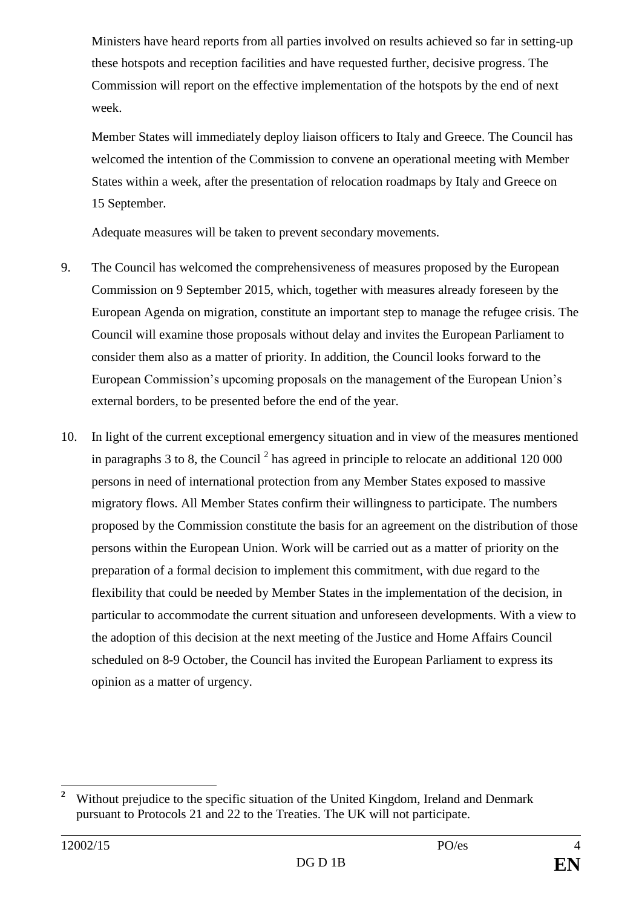Ministers have heard reports from all parties involved on results achieved so far in setting-up these hotspots and reception facilities and have requested further, decisive progress. The Commission will report on the effective implementation of the hotspots by the end of next week.

Member States will immediately deploy liaison officers to Italy and Greece. The Council has welcomed the intention of the Commission to convene an operational meeting with Member States within a week, after the presentation of relocation roadmaps by Italy and Greece on 15 September.

Adequate measures will be taken to prevent secondary movements.

9. The Council has welcomed the comprehensiveness of measures proposed by the European Commission on 9 September 2015, which, together with measures already foreseen by the European Agenda on migration, constitute an important step to manage the refugee crisis. The Council will examine those proposals without delay and invites the European Parliament to consider them also as a matter of priority. In addition, the Council looks forward to the European Commission's upcoming proposals on the management of the European Union's external borders, to be presented before the end of the year.

10. In light of the current exceptional emergency situation and in view of the measures mentioned in paragraphs 3 to 8, the Council [2] has agreed in principle to relocate an additional 120 000 persons in need of international protection from any Member States exposed to massive migratory flows. All Member States confirm their willingness to participate. The numbers proposed by the Commission constitute the basis for an agreement on the distribution of those persons within the European Union. Work will be carried out as a matter of priority on the preparation of a formal decision to implement this commitment, with due regard to the flexibility that could be needed by Member States in the implementation of the decision, in particular to accommodate the current situation and unforeseen developments. With a view to the adoption of this decision at the next meeting of the Justice and Home Affairs Council scheduled on 8-9 October, the Council has invited the European Parliament to express its opinion as a matter of urgency.

---

[2] Without prejudice to the specific situation of the United Kingdom, Ireland and Denmark pursuant to Protocols 21 and 22 to the Treaties. The UK will not participate.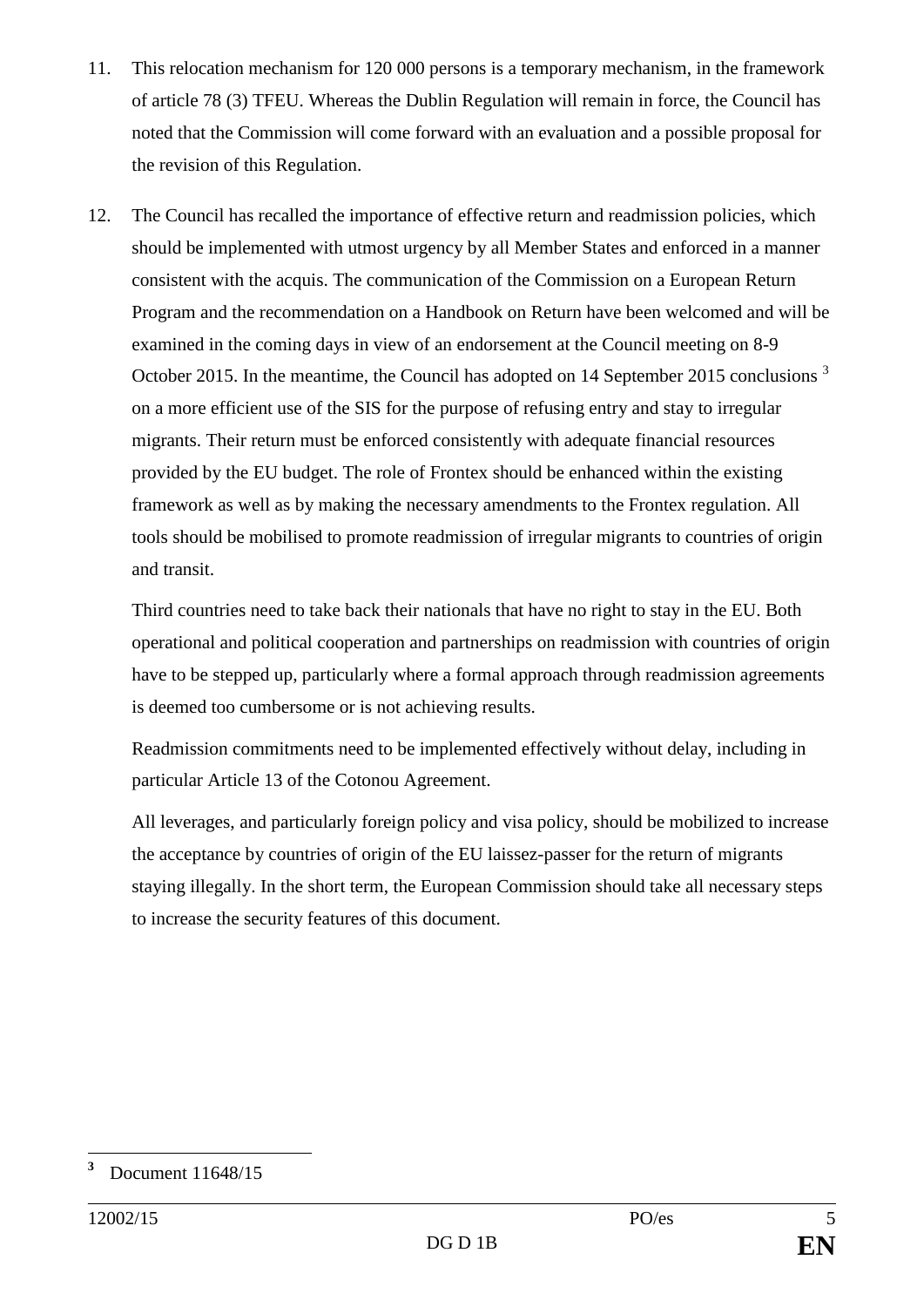11. This relocation mechanism for 120 000 persons is a temporary mechanism, in the framework of article 78 (3) TFEU. Whereas the Dublin Regulation will remain in force, the Council has noted that the Commission will come forward with an evaluation and a possible proposal for the revision of this Regulation.

12. The Council has recalled the importance of effective return and readmission policies, which should be implemented with utmost urgency by all Member States and enforced in a manner consistent with the acquis. The communication of the Commission on a European Return Program and the recommendation on a Handbook on Return have been welcomed and will be examined in the coming days in view of an endorsement at the Council meeting on 8-9 October 2015. In the meantime, the Council has adopted on 14 September 2015 conclusions [3] on a more efficient use of the SIS for the purpose of refusing entry and stay to irregular migrants. Their return must be enforced consistently with adequate financial resources provided by the EU budget. The role of Frontex should be enhanced within the existing framework as well as by making the necessary amendments to the Frontex regulation. All tools should be mobilised to promote readmission of irregular migrants to countries of origin and transit.

    Third countries need to take back their nationals that have no right to stay in the EU. Both operational and political cooperation and partnerships on readmission with countries of origin have to be stepped up, particularly where a formal approach through readmission agreements is deemed too cumbersome or is not achieving results.

    Readmission commitments need to be implemented effectively without delay, including in particular Article 13 of the Cotonou Agreement.

    All leverages, and particularly foreign policy and visa policy, should be mobilized to increase the acceptance by countries of origin of the EU laissez-passer for the return of migrants staying illegally. In the short term, the European Commission should take all necessary steps to increase the security features of this document.

[3] Document 11648/15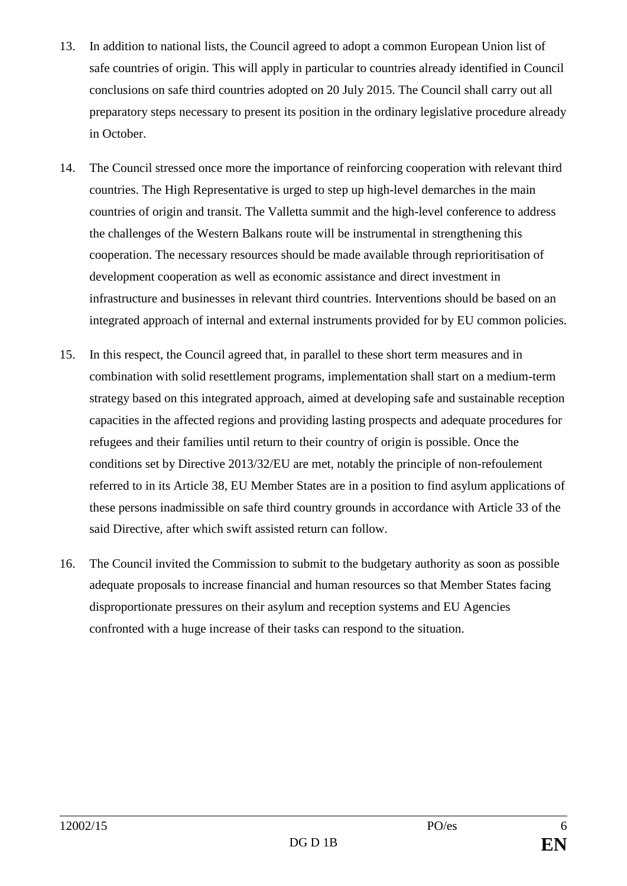13. In addition to national lists, the Council agreed to adopt a common European Union list of safe countries of origin. This will apply in particular to countries already identified in Council conclusions on safe third countries adopted on 20 July 2015. The Council shall carry out all preparatory steps necessary to present its position in the ordinary legislative procedure already in October.

14. The Council stressed once more the importance of reinforcing cooperation with relevant third countries. The High Representative is urged to step up high-level demarches in the main countries of origin and transit. The Valletta summit and the high-level conference to address the challenges of the Western Balkans route will be instrumental in strengthening this cooperation. The necessary resources should be made available through reprioritisation of development cooperation as well as economic assistance and direct investment in infrastructure and businesses in relevant third countries. Interventions should be based on an integrated approach of internal and external instruments provided for by EU common policies.

15. In this respect, the Council agreed that, in parallel to these short term measures and in combination with solid resettlement programs, implementation shall start on a medium-term strategy based on this integrated approach, aimed at developing safe and sustainable reception capacities in the affected regions and providing lasting prospects and adequate procedures for refugees and their families until return to their country of origin is possible. Once the conditions set by Directive 2013/32/EU are met, notably the principle of non-refoulement referred to in its Article 38, EU Member States are in a position to find asylum applications of these persons inadmissible on safe third country grounds in accordance with Article 33 of the said Directive, after which swift assisted return can follow.

16. The Council invited the Commission to submit to the budgetary authority as soon as possible adequate proposals to increase financial and human resources so that Member States facing disproportionate pressures on their asylum and reception systems and EU Agencies confronted with a huge increase of their tasks can respond to the situation.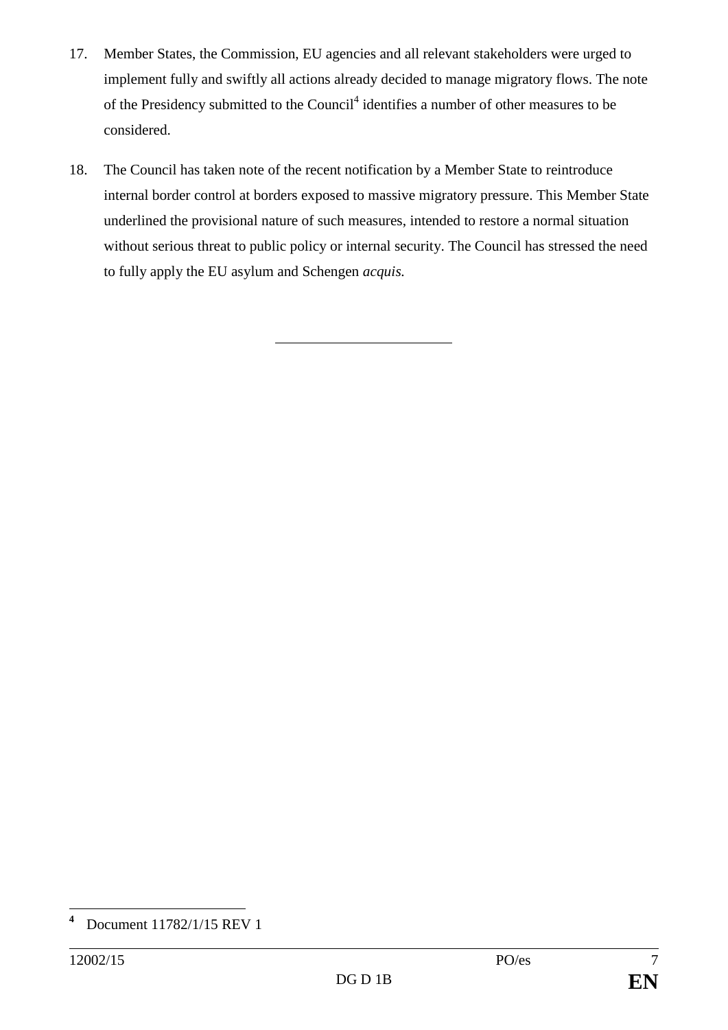17. Member States, the Commission, EU agencies and all relevant stakeholders were urged to implement fully and swiftly all actions already decided to manage migratory flows. The note of the Presidency submitted to the Council[4] identifies a number of other measures to be considered.

18. The Council has taken note of the recent notification by a Member State to reintroduce internal border control at borders exposed to massive migratory pressure. This Member State underlined the provisional nature of such measures, intended to restore a normal situation without serious threat to public policy or internal security. The Council has stressed the need to fully apply the EU asylum and Schengen *acquis.*

---

[4] Document 11782/1/15 REV 1